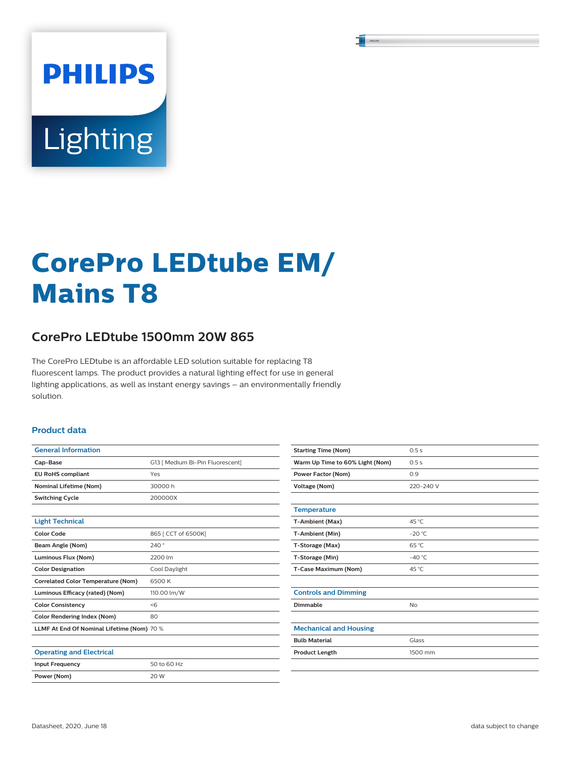PHILIPS

Lighting

# CorePro LEDtube EM/ Mains T8

## CorePro LEDtube 1500mm 20W 865

The CorePro LEDtube is an affordable LED solution suitable for replacing T8 fluorescent lamps. The product provides a natural lighting effect for use in general lighting applications, as well as instant energy savings – an environmentally friendly solution.

### Product data

| General Information | |
|---|---|
| Cap-Base | G13 [ Medium Bi-Pin Fluorescent] |
| EU RoHS compliant | Yes |
| Nominal Lifetime (Nom) | 30000 h |
| Switching Cycle | 200000X |

| Light Technical | |
|---|---|
| Color Code | 865 [ CCT of 6500K] |
| Beam Angle (Nom) | 240 ° |
| Luminous Flux (Nom) | 2200 lm |
| Color Designation | Cool Daylight |
| Correlated Color Temperature (Nom) | 6500 K |
| Luminous Efficacy (rated) (Nom) | 110.00 lm/W |
| Color Consistency | <6 |
| Color Rendering Index (Nom) | 80 |
| LLMF At End Of Nominal Lifetime (Nom) | 70 % |

| Operating and Electrical | |
|---|---|
| Input Frequency | 50 to 60 Hz |
| Power (Nom) | 20 W |
| Starting Time (Nom) | 0.5 s |
| Warm Up Time to 60% Light (Nom) | 0.5 s |
| Power Factor (Nom) | 0.9 |
| Voltage (Nom) | 220-240 V |

| Temperature | |
|---|---|
| T-Ambient (Max) | 45 °C |
| T-Ambient (Min) | -20 °C |
| T-Storage (Max) | 65 °C |
| T-Storage (Min) | -40 °C |
| T-Case Maximum (Nom) | 45 °C |

| Controls and Dimming | |
|---|---|
| Dimmable | No |

| Mechanical and Housing | |
|---|---|
| Bulb Material | Glass |
| Product Length | 1500 mm |

Datasheet, 2020, June 18 data subject to change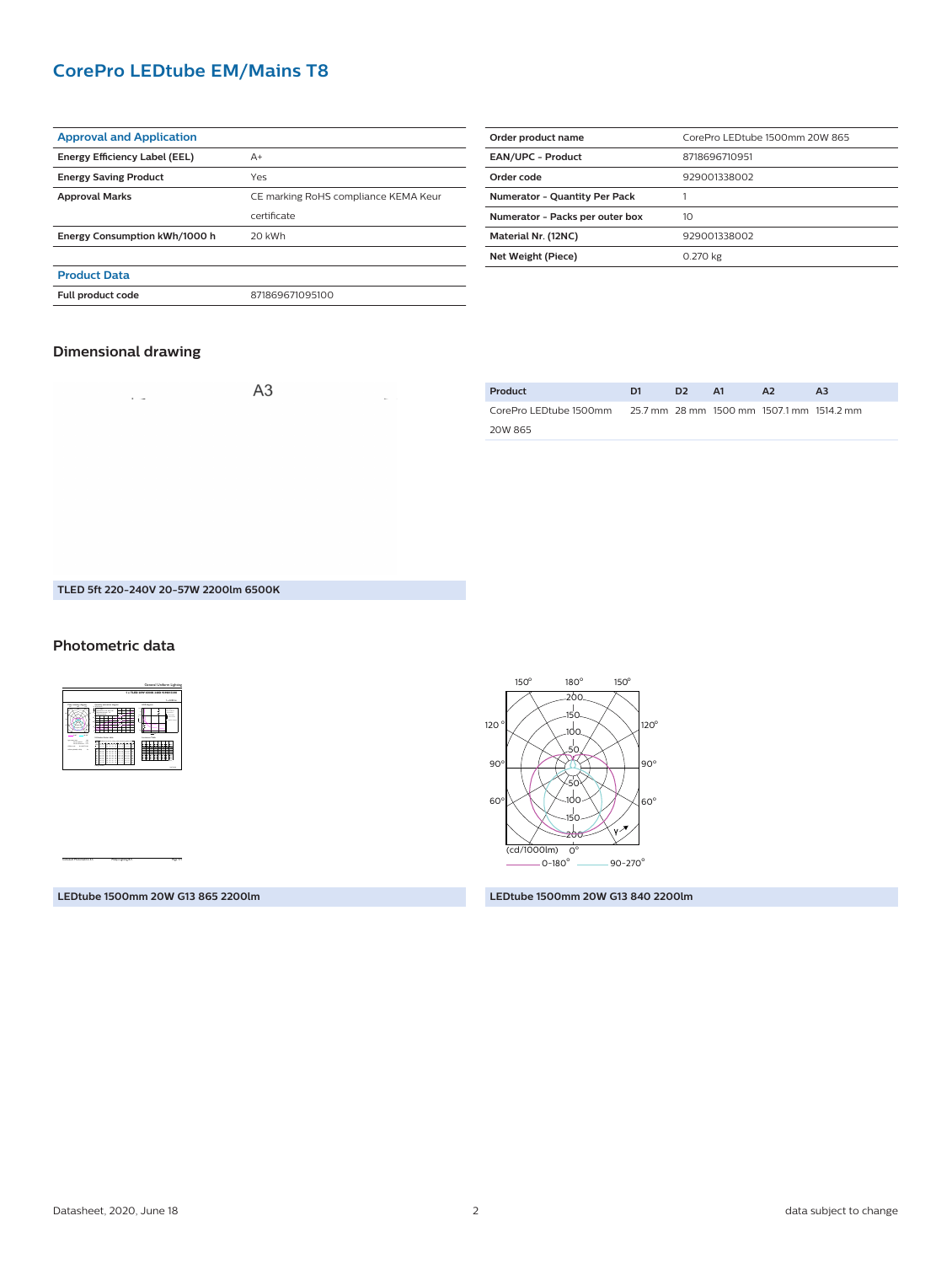# CorePro LEDtube EM/Mains T8

| Approval and Application | |
|---|---|
| Energy Efficiency Label (EEL) | A+ |
| Energy Saving Product | Yes |
| Approval Marks | CE marking RoHS compliance KEMA Keur certificate |
| Energy Consumption kWh/1000 h | 20 kWh |

| Product Data | |
|---|---|
| Full product code | 871869671095100 |

| Order product name | CorePro LEDtube 1500mm 20W 865 |
|---|---|
| EAN/UPC - Product | 8718696710951 |
| Order code | 929001338002 |
| Numerator - Quantity Per Pack | 1 |
| Numerator - Packs per outer box | 10 |
| Material Nr. (12NC) | 929001338002 |
| Net Weight (Piece) | 0.270 kg |

## Dimensional drawing

A3

TLED 5ft 220-240V 20-57W 2200lm 6500K

| Product | D1 | D2 | A1 | A2 | A3 |
|---|---|---|---|---|---|
| CorePro LEDtube 1500mm 20W 865 | 25.7 mm | 28 mm | 1500 mm | 1507.1 mm | 1514.2 mm |

## Photometric data

LEDtube 1500mm 20W G13 865 2200lm

(cd/1000lm) — 0-180° — 90-270°

LEDtube 1500mm 20W G13 840 2200lm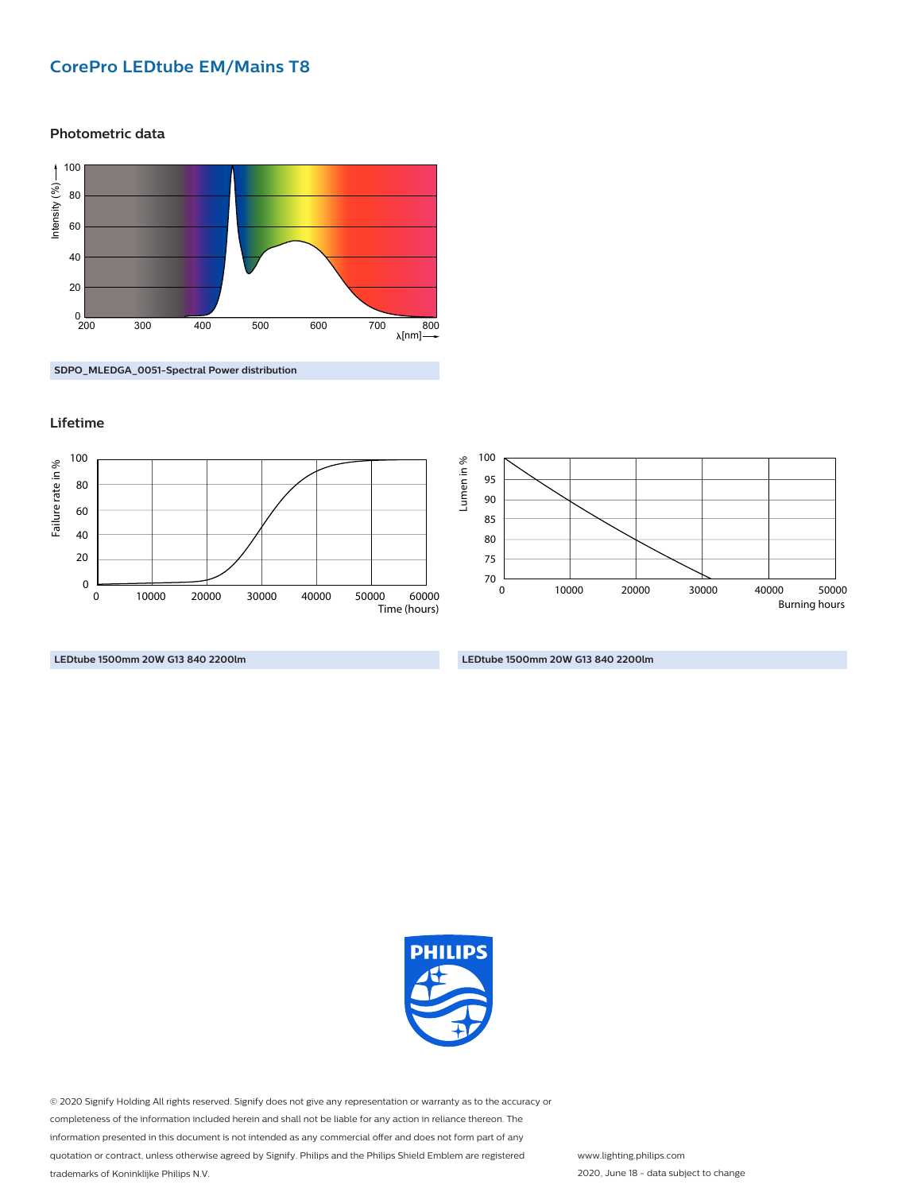# CorePro LEDtube EM/Mains T8

## Photometric data

Intensity (%)
100
80
60
40
20
0
200 300 400 500 600 700 800
λ[nm]

SDPO_MLEDGA_0051-Spectral Power distribution

## Lifetime

Failure rate in %
100
80
60
40
20
0
0 10000 20000 30000 40000 50000 60000
Time (hours)

LEDtube 1500mm 20W G13 840 2200lm

Lumen in %
100
95
90
85
80
75
70
0 10000 20000 30000 40000 50000
Burning hours

LEDtube 1500mm 20W G13 840 2200lm

© 2020 Signify Holding All rights reserved. Signify does not give any representation or warranty as to the accuracy or completeness of the information included herein and shall not be liable for any action in reliance thereon. The information presented in this document is not intended as any commercial offer and does not form part of any quotation or contract, unless otherwise agreed by Signify. Philips and the Philips Shield Emblem are registered trademarks of Koninklijke Philips N.V.

www.lighting.philips.com

2020, June 18 - data subject to change